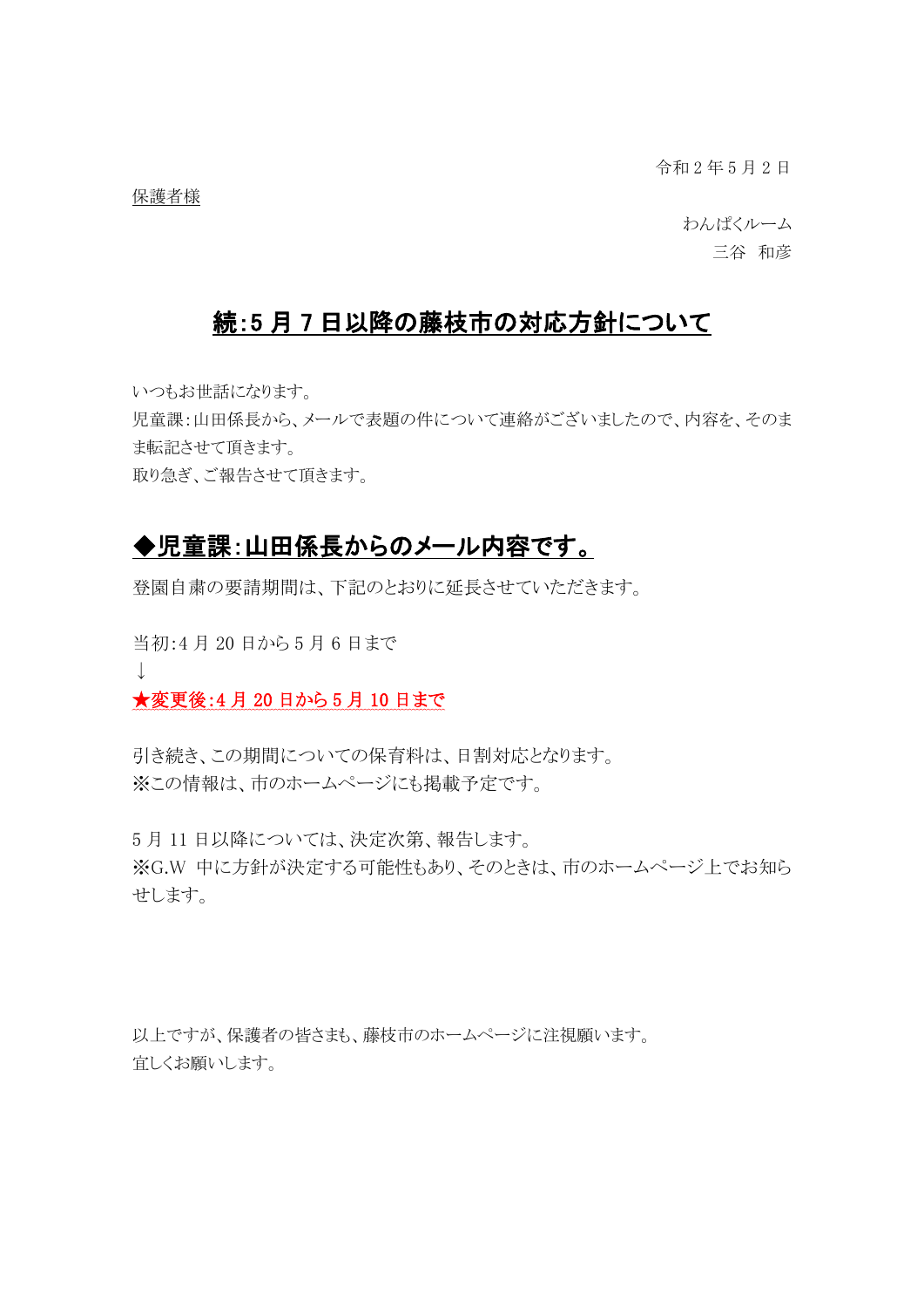令和２年５月２日

保護者様

わんぱくルーム
三谷　和彦

# 続:5 月 7 日以降の藤枝市の対応方針について

いつもお世話になります。
児童課:山田係長から、メールで表題の件について連絡がございましたので、内容を、そのまま転記させて頂きます。
取り急ぎ、ご報告させて頂きます。

## ◆児童課:山田係長からのメール内容です。

登園自粛の要請期間は、下記のとおりに延長させていただきます。

当初:4 月 20 日から 5 月 6 日まで
↓
**★変更後:4 月 20 日から 5 月 10 日まで**

引き続き、この期間についての保育料は、日割対応となります。
※この情報は、市のホームページにも掲載予定です。

5 月 11 日以降については、決定次第、報告します。
※G.W 中に方針が決定する可能性もあり、そのときは、市のホームページ上でお知らせします。

以上ですが、保護者の皆さまも、藤枝市のホームページに注視願います。
宜しくお願いします。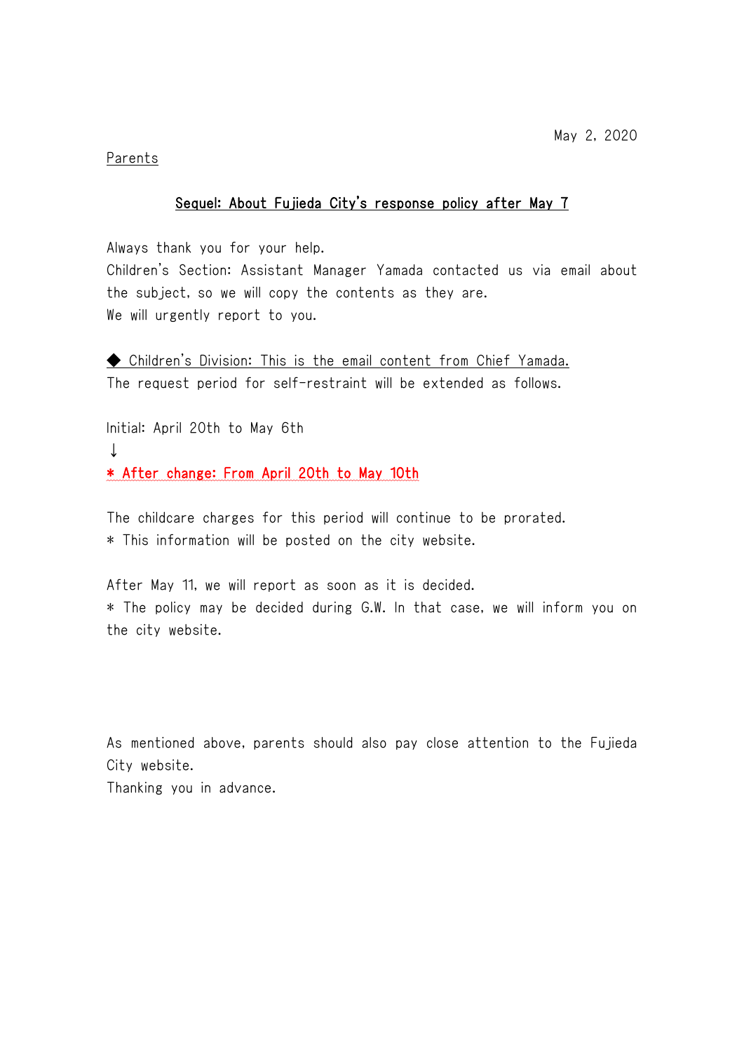May 2, 2020

Parents

## Sequel: About Fujieda City's response policy after May 7

Always thank you for your help.
Children's Section: Assistant Manager Yamada contacted us via email about the subject, so we will copy the contents as they are.
We will urgently report to you.

◆ Children's Division: This is the email content from Chief Yamada.
The request period for self-restraint will be extended as follows.

Initial: April 20th to May 6th
↓
**\* After change: From April 20th to May 10th**

The childcare charges for this period will continue to be prorated.
\* This information will be posted on the city website.

After May 11, we will report as soon as it is decided.
\* The policy may be decided during G.W. In that case, we will inform you on the city website.

As mentioned above, parents should also pay close attention to the Fujieda City website.
Thanking you in advance.